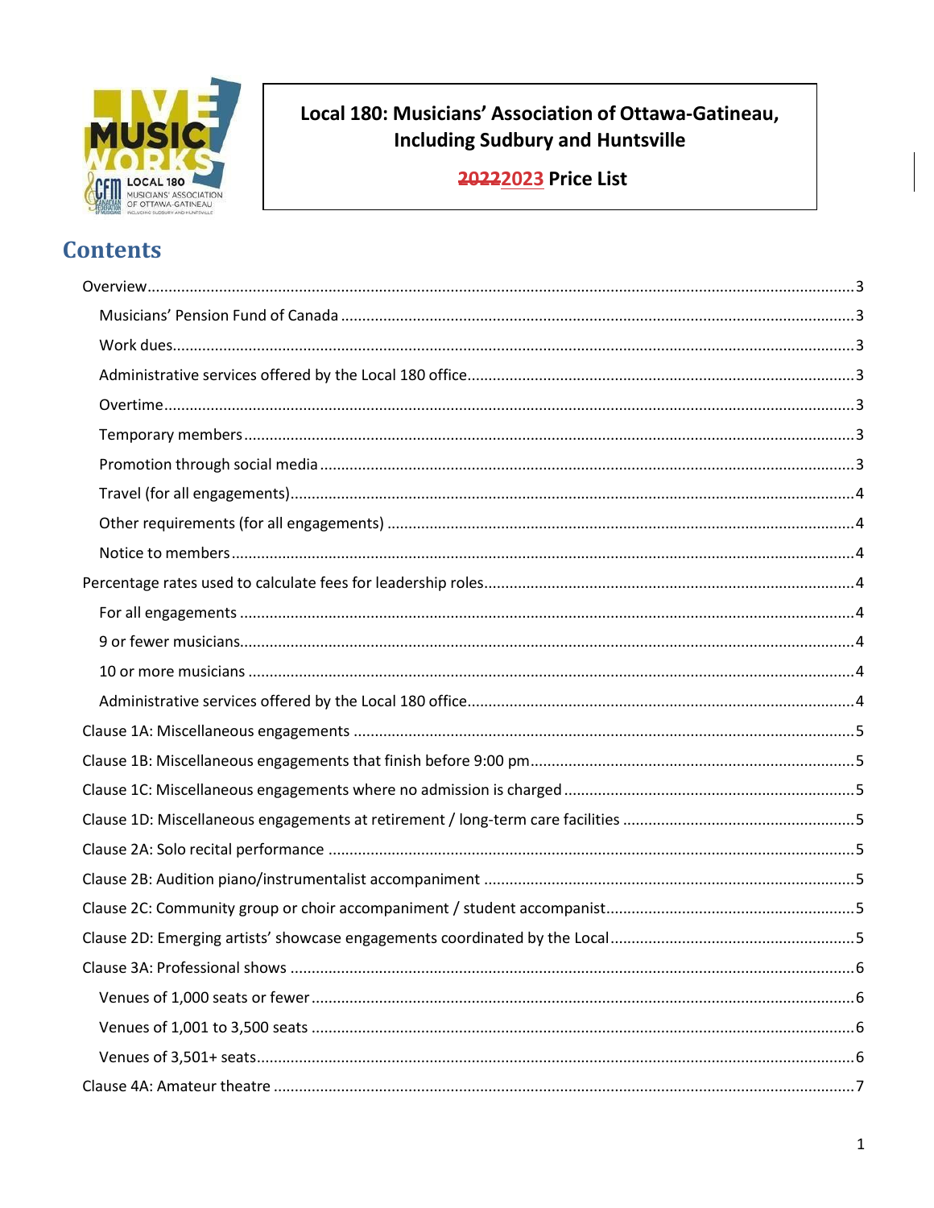# Local 180: Musicians' Association of Ottawa-Gatineau, Including Sudbury and Huntsville

**~~2022~~2023 Price List**

## Contents

- Overview ..... 3
  - Musicians' Pension Fund of Canada ..... 3
  - Work dues ..... 3
  - Administrative services offered by the Local 180 office ..... 3
  - Overtime ..... 3
  - Temporary members ..... 3
  - Promotion through social media ..... 3
  - Travel (for all engagements) ..... 4
  - Other requirements (for all engagements) ..... 4
  - Notice to members ..... 4
- Percentage rates used to calculate fees for leadership roles ..... 4
  - For all engagements ..... 4
  - 9 or fewer musicians ..... 4
  - 10 or more musicians ..... 4
  - Administrative services offered by the Local 180 office ..... 4
- Clause 1A: Miscellaneous engagements ..... 5
- Clause 1B: Miscellaneous engagements that finish before 9:00 pm ..... 5
- Clause 1C: Miscellaneous engagements where no admission is charged ..... 5
- Clause 1D: Miscellaneous engagements at retirement / long-term care facilities ..... 5
- Clause 2A: Solo recital performance ..... 5
- Clause 2B: Audition piano/instrumentalist accompaniment ..... 5
- Clause 2C: Community group or choir accompaniment / student accompanist ..... 5
- Clause 2D: Emerging artists' showcase engagements coordinated by the Local ..... 5
- Clause 3A: Professional shows ..... 6
  - Venues of 1,000 seats or fewer ..... 6
  - Venues of 1,001 to 3,500 seats ..... 6
  - Venues of 3,501+ seats ..... 6
- Clause 4A: Amateur theatre ..... 7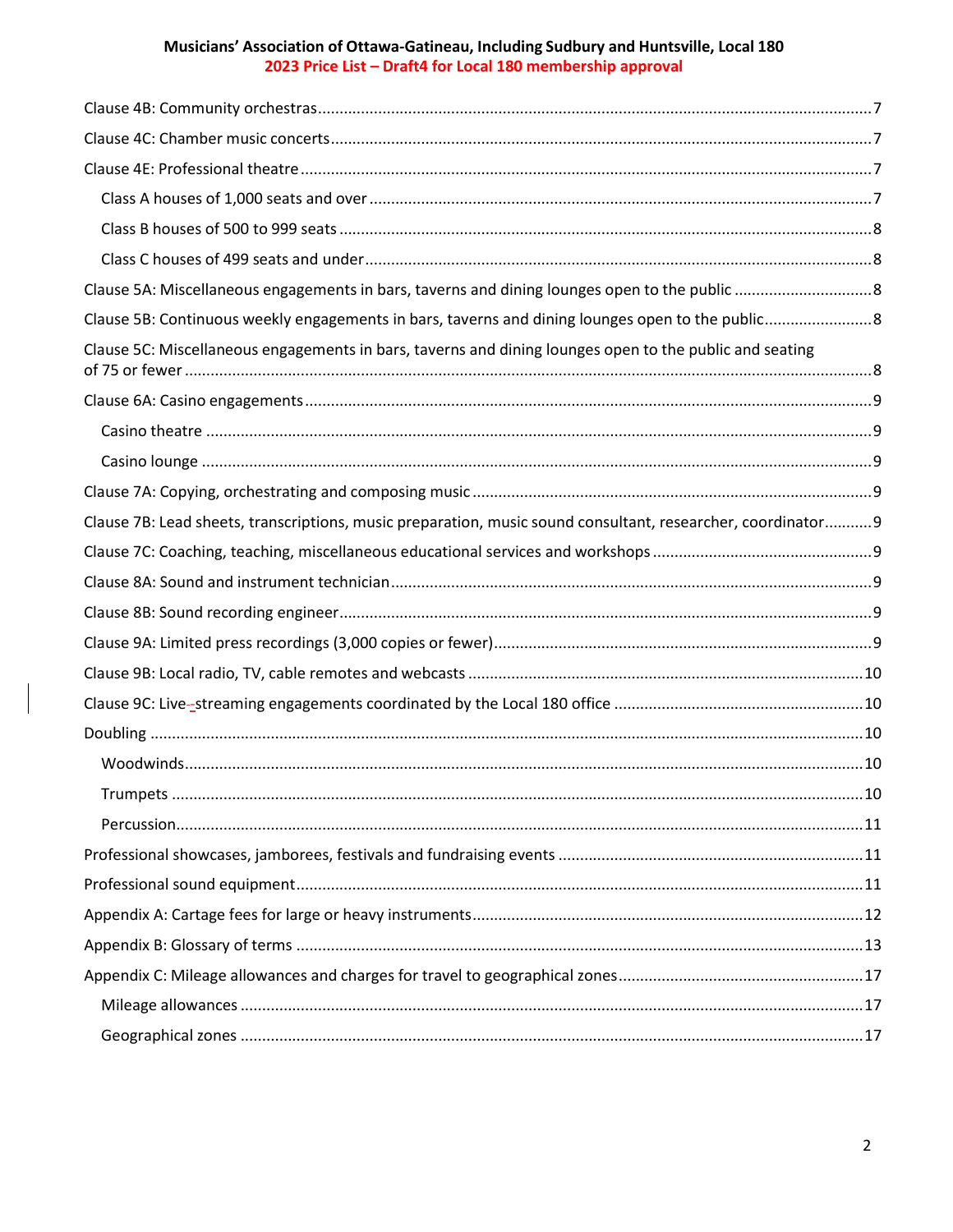Clause 4B: Community orchestras ....... 7

Clause 4C: Chamber music concerts ....... 7

Clause 4E: Professional theatre ....... 7

- Class A houses of 1,000 seats and over ....... 7
- Class B houses of 500 to 999 seats ....... 8
- Class C houses of 499 seats and under ....... 8

Clause 5A: Miscellaneous engagements in bars, taverns and dining lounges open to the public ....... 8

Clause 5B: Continuous weekly engagements in bars, taverns and dining lounges open to the public ....... 8

Clause 5C: Miscellaneous engagements in bars, taverns and dining lounges open to the public and seating of 75 or fewer ....... 8

Clause 6A: Casino engagements ....... 9

- Casino theatre ....... 9
- Casino lounge ....... 9

Clause 7A: Copying, orchestrating and composing music ....... 9

Clause 7B: Lead sheets, transcriptions, music preparation, music sound consultant, researcher, coordinator ....... 9

Clause 7C: Coaching, teaching, miscellaneous educational services and workshops ....... 9

Clause 8A: Sound and instrument technician ....... 9

Clause 8B: Sound recording engineer ....... 9

Clause 9A: Limited press recordings (3,000 copies or fewer) ....... 9

Clause 9B: Local radio, TV, cable remotes and webcasts ....... 10

Clause 9C: Live-streaming engagements coordinated by the Local 180 office ....... 10

Doubling ....... 10

- Woodwinds ....... 10
- Trumpets ....... 10
- Percussion ....... 11

Professional showcases, jamborees, festivals and fundraising events ....... 11

Professional sound equipment ....... 11

Appendix A: Cartage fees for large or heavy instruments ....... 12

Appendix B: Glossary of terms ....... 13

Appendix C: Mileage allowances and charges for travel to geographical zones ....... 17

- Mileage allowances ....... 17
- Geographical zones ....... 17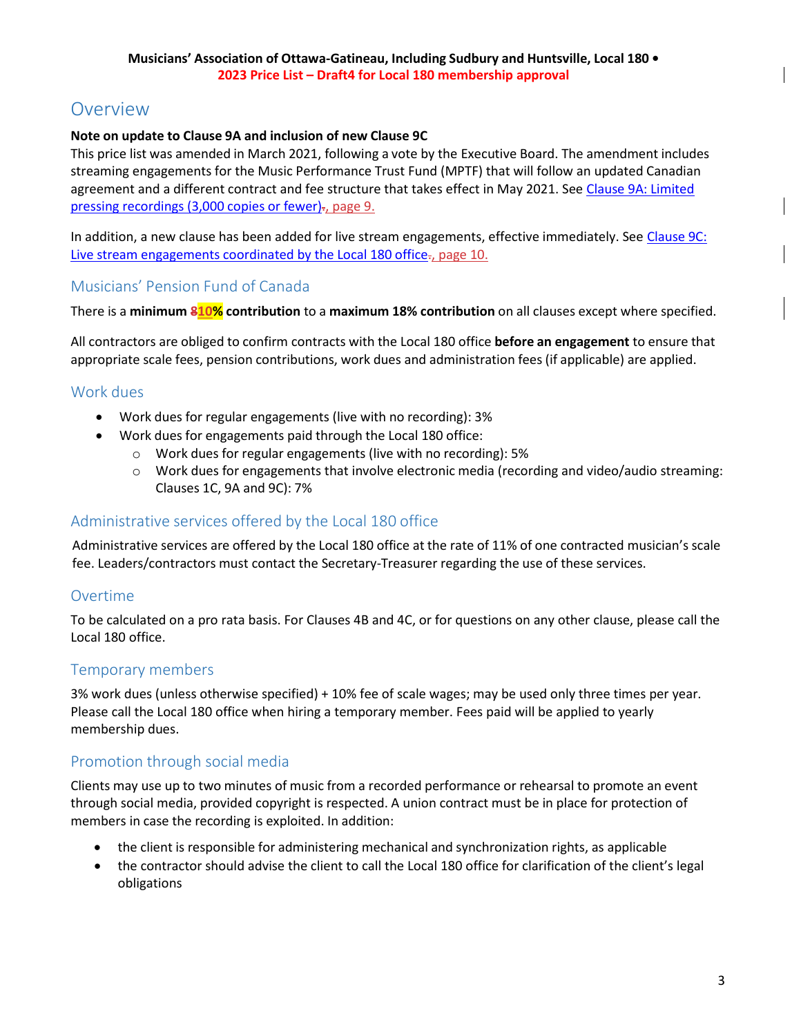**Musicians' Association of Ottawa-Gatineau, Including Sudbury and Huntsville, Local 180 •**
**2023 Price List – Draft4 for Local 180 membership approval**

# Overview

**Note on update to Clause 9A and inclusion of new Clause 9C**

This price list was amended in March 2021, following a vote by the Executive Board. The amendment includes streaming engagements for the Music Performance Trust Fund (MPTF) that will follow an updated Canadian agreement and a different contract and fee structure that takes effect in May 2021. See Clause 9A: Limited pressing recordings (3,000 copies or fewer)., page 9.

In addition, a new clause has been added for live stream engagements, effective immediately. See Clause 9C: Live stream engagements coordinated by the Local 180 office., page 10.

## Musicians' Pension Fund of Canada

There is a **minimum ~~8~~10% contribution** to a **maximum 18% contribution** on all clauses except where specified.

All contractors are obliged to confirm contracts with the Local 180 office **before an engagement** to ensure that appropriate scale fees, pension contributions, work dues and administration fees (if applicable) are applied.

## Work dues

- Work dues for regular engagements (live with no recording): 3%
- Work dues for engagements paid through the Local 180 office:
  - Work dues for regular engagements (live with no recording): 5%
  - Work dues for engagements that involve electronic media (recording and video/audio streaming: Clauses 1C, 9A and 9C): 7%

## Administrative services offered by the Local 180 office

Administrative services are offered by the Local 180 office at the rate of 11% of one contracted musician's scale fee. Leaders/contractors must contact the Secretary-Treasurer regarding the use of these services.

## Overtime

To be calculated on a pro rata basis. For Clauses 4B and 4C, or for questions on any other clause, please call the Local 180 office.

## Temporary members

3% work dues (unless otherwise specified) + 10% fee of scale wages; may be used only three times per year. Please call the Local 180 office when hiring a temporary member. Fees paid will be applied to yearly membership dues.

## Promotion through social media

Clients may use up to two minutes of music from a recorded performance or rehearsal to promote an event through social media, provided copyright is respected. A union contract must be in place for protection of members in case the recording is exploited. In addition:

- the client is responsible for administering mechanical and synchronization rights, as applicable
- the contractor should advise the client to call the Local 180 office for clarification of the client's legal obligations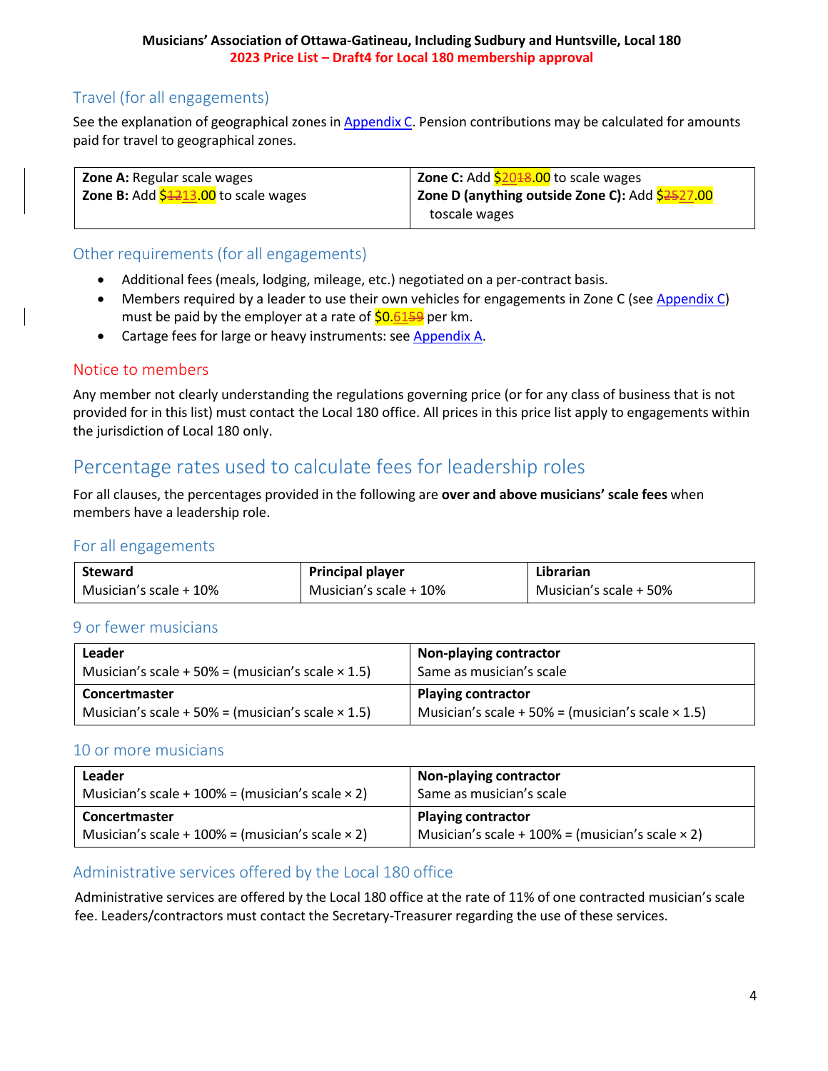## Travel (for all engagements)

See the explanation of geographical zones in Appendix C. Pension contributions may be calculated for amounts paid for travel to geographical zones.

| | |
|---|---|
| **Zone A:** Regular scale wages<br>**Zone B:** Add $~~12~~13.00 to scale wages | **Zone C:** Add $20~~18~~.00 to scale wages<br>**Zone D (anything outside Zone C):** Add $~~25~~27.00 toscale wages |

## Other requirements (for all engagements)

- Additional fees (meals, lodging, mileage, etc.) negotiated on a per-contract basis.
- Members required by a leader to use their own vehicles for engagements in Zone C (see Appendix C) must be paid by the employer at a rate of $0.61~~59~~ per km.
- Cartage fees for large or heavy instruments: see Appendix A.

## Notice to members

Any member not clearly understanding the regulations governing price (or for any class of business that is not provided for in this list) must contact the Local 180 office. All prices in this price list apply to engagements within the jurisdiction of Local 180 only.

# Percentage rates used to calculate fees for leadership roles

For all clauses, the percentages provided in the following are **over and above musicians' scale fees** when members have a leadership role.

## For all engagements

| **Steward** | **Principal player** | **Librarian** |
|---|---|---|
| Musician's scale + 10% | Musician's scale + 10% | Musician's scale + 50% |

## 9 or fewer musicians

| | |
|---|---|
| **Leader**<br>Musician's scale + 50% = (musician's scale × 1.5) | **Non-playing contractor**<br>Same as musician's scale |
| **Concertmaster**<br>Musician's scale + 50% = (musician's scale × 1.5) | **Playing contractor**<br>Musician's scale + 50% = (musician's scale × 1.5) |

## 10 or more musicians

| | |
|---|---|
| **Leader**<br>Musician's scale + 100% = (musician's scale × 2) | **Non-playing contractor**<br>Same as musician's scale |
| **Concertmaster**<br>Musician's scale + 100% = (musician's scale × 2) | **Playing contractor**<br>Musician's scale + 100% = (musician's scale × 2) |

## Administrative services offered by the Local 180 office

Administrative services are offered by the Local 180 office at the rate of 11% of one contracted musician's scale fee. Leaders/contractors must contact the Secretary-Treasurer regarding the use of these services.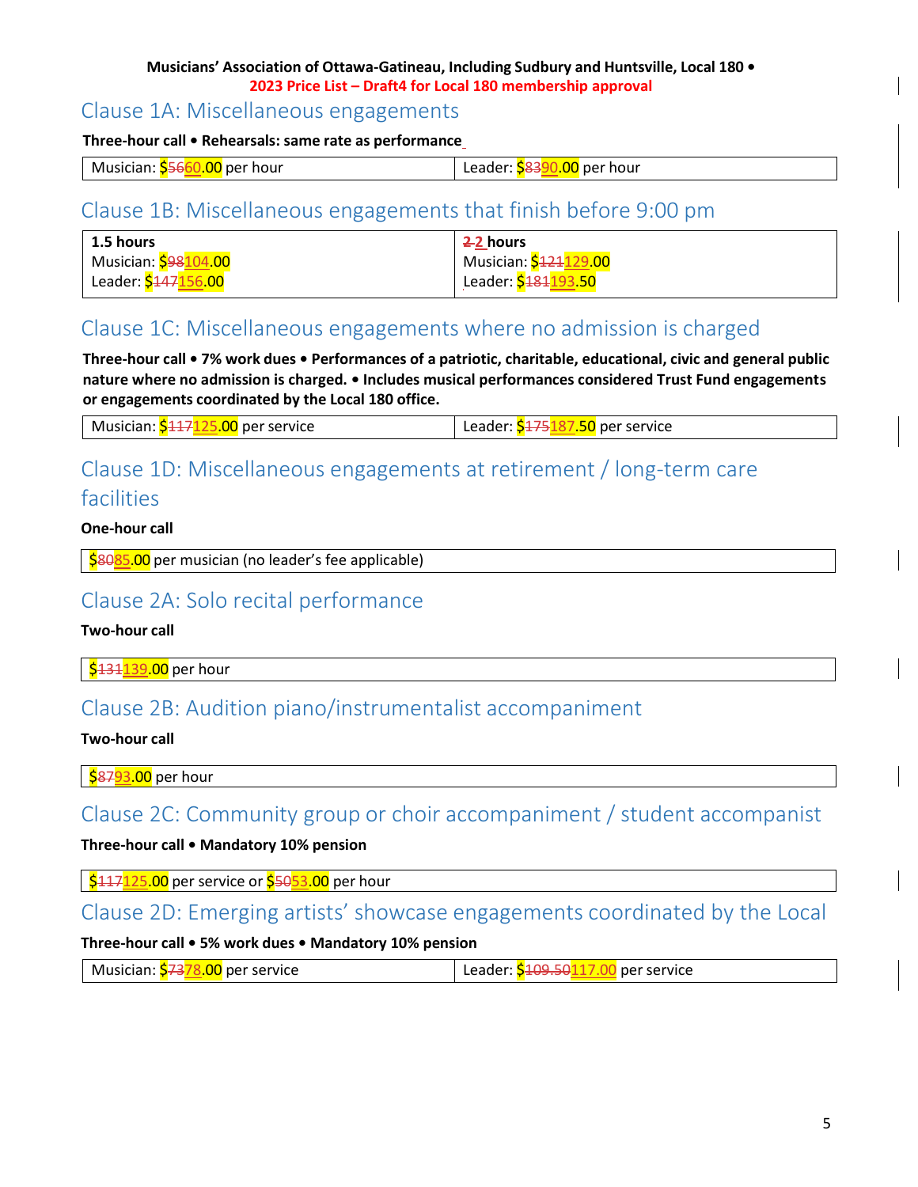**Musicians' Association of Ottawa-Gatineau, Including Sudbury and Huntsville, Local 180 •**
**2023 Price List – Draft4 for Local 180 membership approval**

## Clause 1A: Miscellaneous engagements

**Three-hour call • Rehearsals: same rate as performance**

| Musician: $~~56~~60.00 per hour | Leader: $~~83~~90.00 per hour |
|---|---|

## Clause 1B: Miscellaneous engagements that finish before 9:00 pm

| **1.5 hours**<br>Musician: $~~98~~104.00<br>Leader: $~~147~~156.00 | **~~2~~ 2 hours**<br>Musician: $~~121~~129.00<br>Leader: $~~181~~193.50 |
|---|---|

## Clause 1C: Miscellaneous engagements where no admission is charged

**Three-hour call • 7% work dues • Performances of a patriotic, charitable, educational, civic and general public nature where no admission is charged. • Includes musical performances considered Trust Fund engagements or engagements coordinated by the Local 180 office.**

| Musician: $~~117~~125.00 per service | Leader: $~~175~~187.50 per service |
|---|---|

## Clause 1D: Miscellaneous engagements at retirement / long-term care facilities

**One-hour call**

| $~~80~~85.00 per musician (no leader's fee applicable) |
|---|

## Clause 2A: Solo recital performance

**Two-hour call**

| $~~131~~139.00 per hour |
|---|

## Clause 2B: Audition piano/instrumentalist accompaniment

**Two-hour call**

| $~~87~~93.00 per hour |
|---|

## Clause 2C: Community group or choir accompaniment / student accompanist

**Three-hour call • Mandatory 10% pension**

| $~~117~~125.00 per service or $~~50~~53.00 per hour |
|---|

## Clause 2D: Emerging artists' showcase engagements coordinated by the Local

**Three-hour call • 5% work dues • Mandatory 10% pension**

| Musician: $~~73~~78.00 per service | Leader: $~~109.50~~117.00 per service |
|---|---|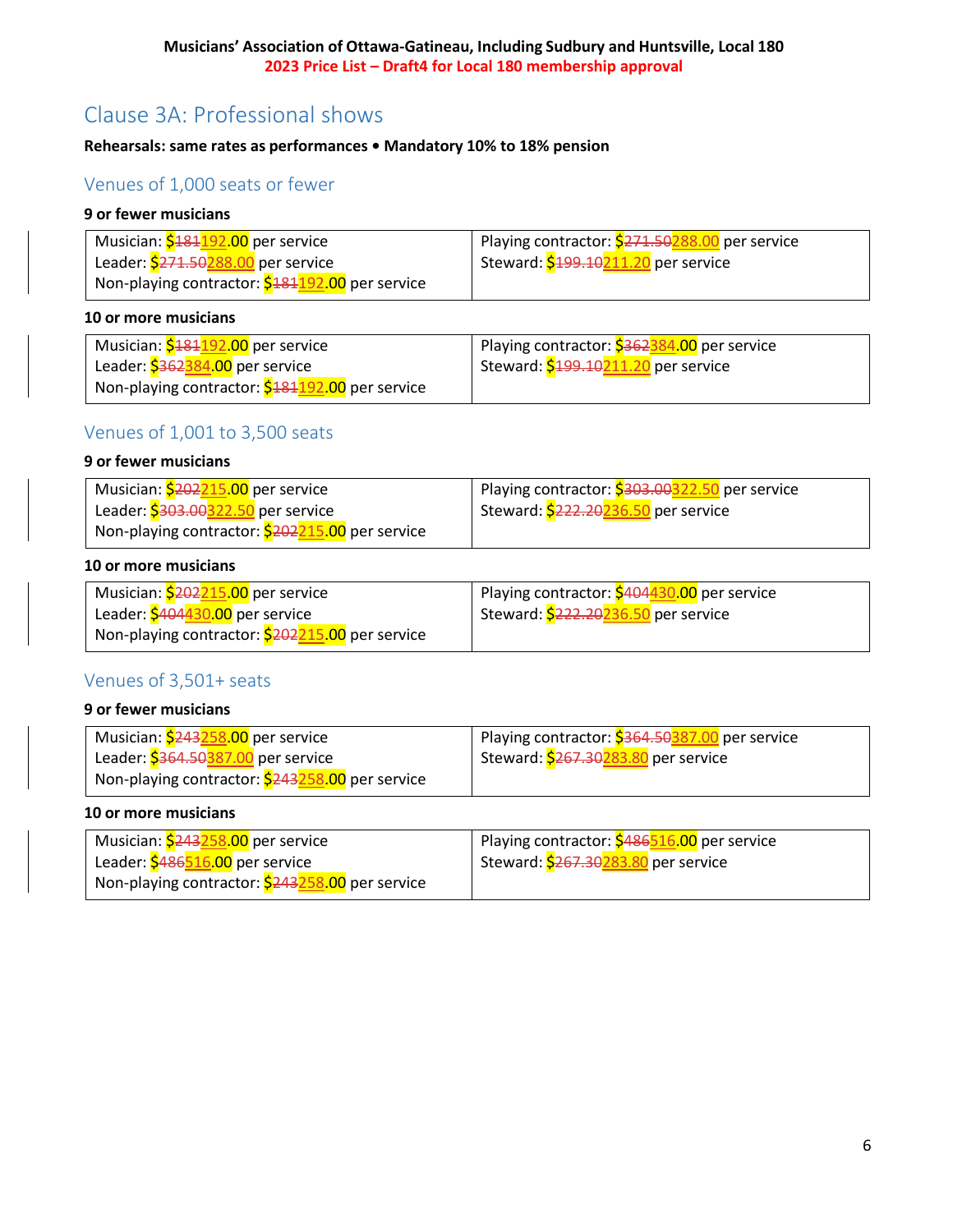## Clause 3A: Professional shows

**Rehearsals: same rates as performances • Mandatory 10% to 18% pension**

### Venues of 1,000 seats or fewer

**9 or fewer musicians**

| | |
|---|---|
| Musician: $~~181~~192.00 per service | Playing contractor: $~~271.50~~288.00 per service |
| Leader: $~~271.50~~288.00 per service | Steward: $~~199.10~~211.20 per service |
| Non-playing contractor: $~~181~~192.00 per service | |

**10 or more musicians**

| | |
|---|---|
| Musician: $~~181~~192.00 per service | Playing contractor: $~~362~~384.00 per service |
| Leader: $~~362~~384.00 per service | Steward: $~~199.10~~211.20 per service |
| Non-playing contractor: $~~181~~192.00 per service | |

### Venues of 1,001 to 3,500 seats

**9 or fewer musicians**

| | |
|---|---|
| Musician: $~~202~~215.00 per service | Playing contractor: $~~303.00~~322.50 per service |
| Leader: $~~303.00~~322.50 per service | Steward: $~~222.20~~236.50 per service |
| Non-playing contractor: $~~202~~215.00 per service | |

**10 or more musicians**

| | |
|---|---|
| Musician: $~~202~~215.00 per service | Playing contractor: $~~404~~430.00 per service |
| Leader: $~~404~~430.00 per service | Steward: $~~222.20~~236.50 per service |
| Non-playing contractor: $~~202~~215.00 per service | |

### Venues of 3,501+ seats

**9 or fewer musicians**

| | |
|---|---|
| Musician: $~~243~~258.00 per service | Playing contractor: $~~364.50~~387.00 per service |
| Leader: $~~364.50~~387.00 per service | Steward: $~~267.30~~283.80 per service |
| Non-playing contractor: $~~243~~258.00 per service | |

**10 or more musicians**

| | |
|---|---|
| Musician: $~~243~~258.00 per service | Playing contractor: $~~486~~516.00 per service |
| Leader: $~~486~~516.00 per service | Steward: $~~267.30~~283.80 per service |
| Non-playing contractor: $~~243~~258.00 per service | |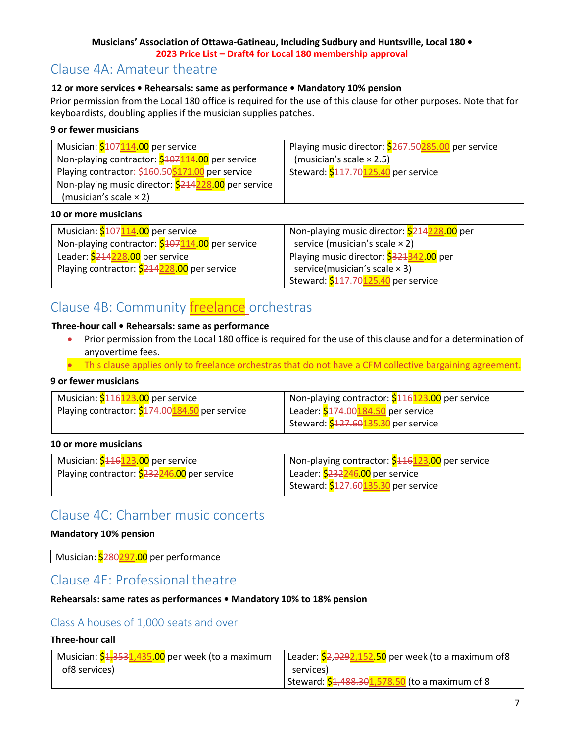Musicians' Association of Ottawa-Gatineau, Including Sudbury and Huntsville, Local 180 •
2023 Price List – Draft4 for Local 180 membership approval

## Clause 4A: Amateur theatre

**12 or more services • Rehearsals: same as performance • Mandatory 10% pension**

Prior permission from the Local 180 office is required for the use of this clause for other purposes. Note that for keyboardists, doubling applies if the musician supplies patches.

**9 or fewer musicians**

| | |
|---|---|
| Musician: ~~$107~~ $114.00 per service<br>Non-playing contractor: ~~$107~~ $114.00 per service<br>Playing contractor: ~~$160.50~~ $171.00 per service<br>Non-playing music director: ~~$214~~ $228.00 per service (musician's scale × 2) | Playing music director: ~~$267.50~~ $285.00 per service (musician's scale × 2.5)<br>Steward: ~~$117.70~~ $125.40 per service |

**10 or more musicians**

| | |
|---|---|
| Musician: ~~$107~~ $114.00 per service<br>Non-playing contractor: ~~$107~~ $114.00 per service<br>Leader: ~~$214~~ $228.00 per service<br>Playing contractor: ~~$214~~ $228.00 per service | Non-playing music director: ~~$214~~ $228.00 per service (musician's scale × 2)<br>Playing music director: ~~$321~~ $342.00 per service(musician's scale × 3)<br>Steward: ~~$117.70~~ $125.40 per service |

## Clause 4B: Community freelance orchestras

**Three-hour call • Rehearsals: same as performance**

- Prior permission from the Local 180 office is required for the use of this clause and for a determination of anyovertime fees.
- This clause applies only to freelance orchestras that do not have a CFM collective bargaining agreement.

**9 or fewer musicians**

| | |
|---|---|
| Musician: ~~$116~~ $123.00 per service<br>Playing contractor: ~~$174.00~~ $184.50 per service | Non-playing contractor: ~~$116~~ $123.00 per service<br>Leader: ~~$174.00~~ $184.50 per service<br>Steward: ~~$127.60~~ $135.30 per service |

**10 or more musicians**

| | |
|---|---|
| Musician: ~~$116~~ $123.00 per service<br>Playing contractor: ~~$232~~ $246.00 per service | Non-playing contractor: ~~$116~~ $123.00 per service<br>Leader: ~~$232~~ $246.00 per service<br>Steward: ~~$127.60~~ $135.30 per service |

## Clause 4C: Chamber music concerts

**Mandatory 10% pension**

| |
|---|
| Musician: ~~$280~~ $297.00 per performance |

## Clause 4E: Professional theatre

**Rehearsals: same rates as performances • Mandatory 10% to 18% pension**

### Class A houses of 1,000 seats and over

**Three-hour call**

| | |
|---|---|
| Musician: ~~$1,353~~ $1,435.00 per week (to a maximum of8 services) | Leader: ~~$2,029~~ $2,152.50 per week (to a maximum of8 services)<br>Steward: ~~$1,488.30~~ $1,578.50 (to a maximum of 8 |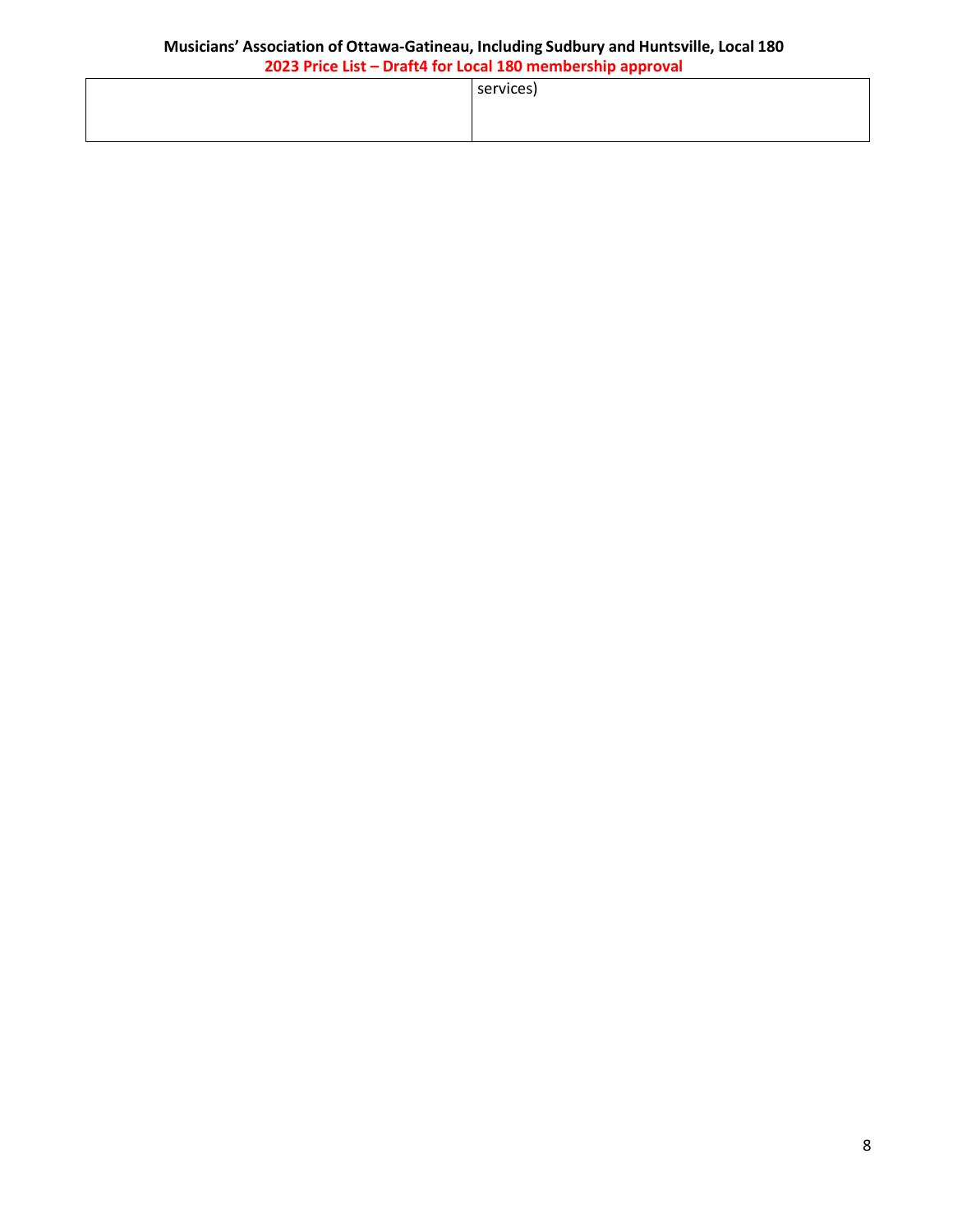|  | services) |
| --- | --- |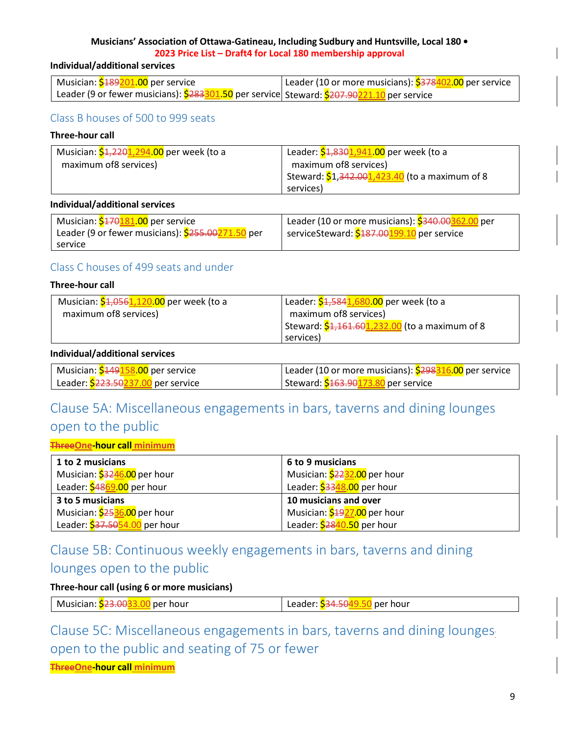**Individual/additional services**

| | |
|---|---|
| Musician: $~~189~~201.00 per service<br>Leader (9 or fewer musicians): $~~283~~301.50 per service | Leader (10 or more musicians): $~~378~~402.00 per service<br>Steward: $~~207.90~~221.10 per service |

## Class B houses of 500 to 999 seats

**Three-hour call**

| | |
|---|---|
| Musician: $~~1,220~~1,294.00 per week (to a maximum of8 services) | Leader: $~~1,830~~1,941.00 per week (to a maximum of8 services)<br>Steward: $1,~~342.00~~1,423.40 (to a maximum of 8 services) |

**Individual/additional services**

| | |
|---|---|
| Musician: $~~170~~181.00 per service<br>Leader (9 or fewer musicians): $~~255.00~~271.50 per service | Leader (10 or more musicians): $~~340.00~~362.00 per serviceSteward: $~~187.00~~199.10 per service |

## Class C houses of 499 seats and under

**Three-hour call**

| | |
|---|---|
| Musician: $~~1,056~~1,120.00 per week (to a maximum of8 services) | Leader: $~~1,584~~1,680.00 per week (to a maximum of8 services)<br>Steward: $~~1,161.60~~1,232.00 (to a maximum of 8 services) |

**Individual/additional services**

| | |
|---|---|
| Musician: $~~149~~158.00 per service<br>Leader: $~~223.50~~237.00 per service | Leader (10 or more musicians): $~~298~~316.00 per service<br>Steward: $~~163.90~~173.80 per service |

# Clause 5A: Miscellaneous engagements in bars, taverns and dining lounges open to the public

**~~Three~~One-hour call minimum**

| | |
|---|---|
| **1 to 2 musicians**<br>Musician: $~~32~~46.00 per hour<br>Leader: $~~48~~69.00 per hour | **6 to 9 musicians**<br>Musician: $~~22~~32.00 per hour<br>Leader: $~~33~~48.00 per hour |
| **3 to 5 musicians**<br>Musician: $~~25~~36.00 per hour<br>Leader: $~~37.50~~54.00 per hour | **10 musicians and over**<br>Musician: $~~19~~27.00 per hour<br>Leader: $~~28~~40.50 per hour |

# Clause 5B: Continuous weekly engagements in bars, taverns and dining lounges open to the public

**Three-hour call (using 6 or more musicians)**

| | |
|---|---|
| Musician: $~~23.00~~33.00 per hour | Leader: $~~34.50~~49.50 per hour |

# Clause 5C: Miscellaneous engagements in bars, taverns and dining lounges open to the public and seating of 75 or fewer

**~~Three~~One-hour call minimum**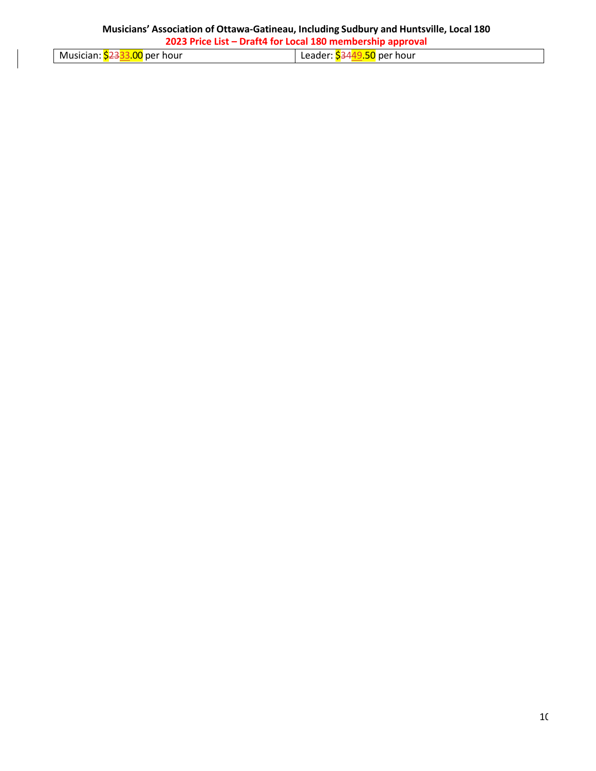| Musician: $~~23~~33.00 per hour | Leader: $~~34~~49.50 per hour |
|---|---|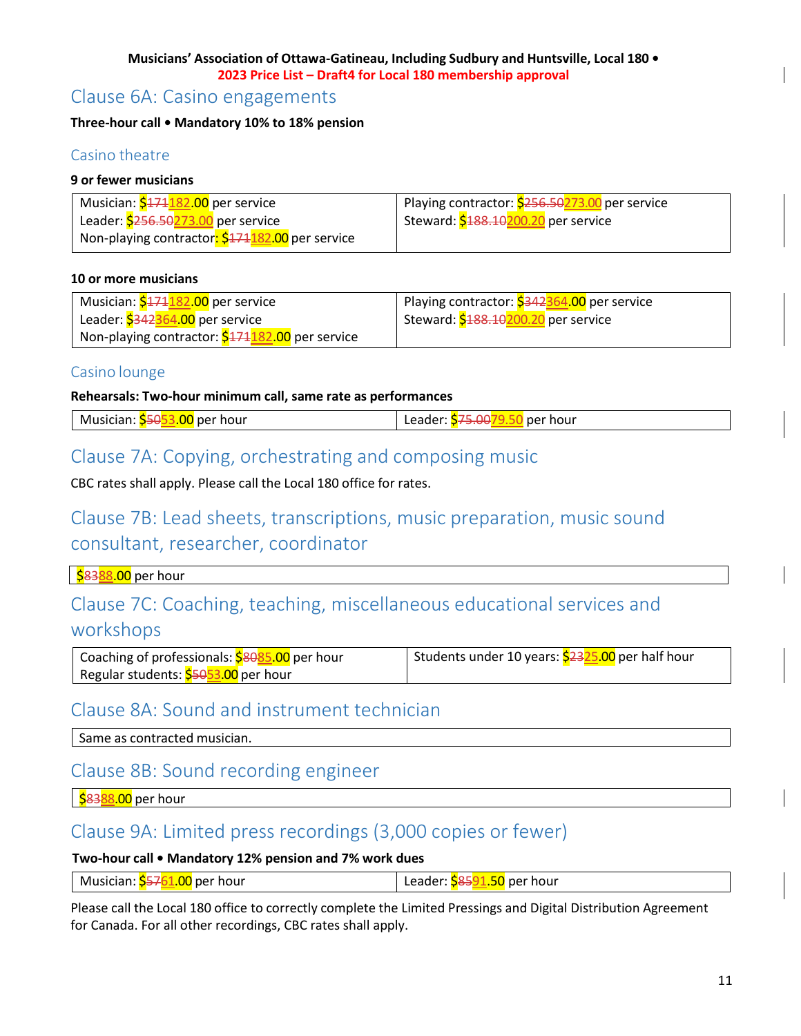**Musicians' Association of Ottawa-Gatineau, Including Sudbury and Huntsville, Local 180 •**
**2023 Price List – Draft4 for Local 180 membership approval**

## Clause 6A: Casino engagements

**Three-hour call • Mandatory 10% to 18% pension**

### Casino theatre

**9 or fewer musicians**

| | |
|---|---|
| Musician: $~~171~~182.00 per service<br>Leader: $~~256.50~~273.00 per service<br>Non-playing contractor: $~~171~~182.00 per service | Playing contractor: $~~256.50~~273.00 per service<br>Steward: $~~188.10~~200.20 per service |

**10 or more musicians**

| | |
|---|---|
| Musician: $~~171~~182.00 per service<br>Leader: $~~342~~364.00 per service<br>Non-playing contractor: $~~171~~182.00 per service | Playing contractor: $~~342~~364.00 per service<br>Steward: $~~188.10~~200.20 per service |

### Casino lounge

**Rehearsals: Two-hour minimum call, same rate as performances**

| | |
|---|---|
| Musician: $~~50~~53.00 per hour | Leader: $~~75.00~~79.50 per hour |

## Clause 7A: Copying, orchestrating and composing music

CBC rates shall apply. Please call the Local 180 office for rates.

## Clause 7B: Lead sheets, transcriptions, music preparation, music sound consultant, researcher, coordinator

| |
|---|
| $~~83~~88.00 per hour |

## Clause 7C: Coaching, teaching, miscellaneous educational services and workshops

| | |
|---|---|
| Coaching of professionals: $~~80~~85.00 per hour<br>Regular students: $~~50~~53.00 per hour | Students under 10 years: $~~23~~25.00 per half hour |

## Clause 8A: Sound and instrument technician

| |
|---|
| Same as contracted musician. |

## Clause 8B: Sound recording engineer

| |
|---|
| $~~83~~88.00 per hour |

## Clause 9A: Limited press recordings (3,000 copies or fewer)

**Two-hour call • Mandatory 12% pension and 7% work dues**

| | |
|---|---|
| Musician: $~~57~~61.00 per hour | Leader: $~~85~~91.50 per hour |

Please call the Local 180 office to correctly complete the Limited Pressings and Digital Distribution Agreement for Canada. For all other recordings, CBC rates shall apply.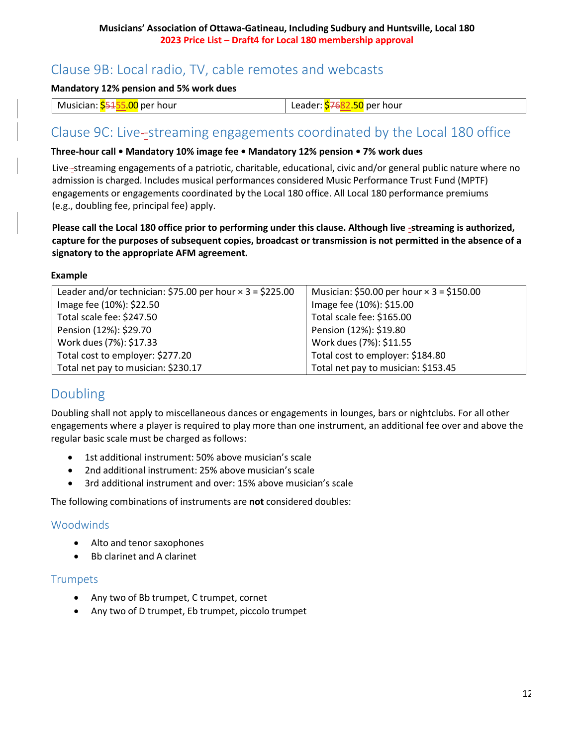## Clause 9B: Local radio, TV, cable remotes and webcasts

**Mandatory 12% pension and 5% work dues**

| Musician: $55.00 per hour | Leader: $82.50 per hour |
|---|---|

## Clause 9C: Live-streaming engagements coordinated by the Local 180 office

**Three-hour call • Mandatory 10% image fee • Mandatory 12% pension • 7% work dues**

Live-streaming engagements of a patriotic, charitable, educational, civic and/or general public nature where no admission is charged. Includes musical performances considered Music Performance Trust Fund (MPTF) engagements or engagements coordinated by the Local 180 office. All Local 180 performance premiums (e.g., doubling fee, principal fee) apply.

**Please call the Local 180 office prior to performing under this clause. Although live-streaming is authorized, capture for the purposes of subsequent copies, broadcast or transmission is not permitted in the absence of a signatory to the appropriate AFM agreement.**

**Example**

| Leader and/or technician | Musician |
|---|---|
| Leader and/or technician: $75.00 per hour × 3 = $225.00 | Musician: $50.00 per hour × 3 = $150.00 |
| Image fee (10%): $22.50 | Image fee (10%): $15.00 |
| Total scale fee: $247.50 | Total scale fee: $165.00 |
| Pension (12%): $29.70 | Pension (12%): $19.80 |
| Work dues (7%): $17.33 | Work dues (7%): $11.55 |
| Total cost to employer: $277.20 | Total cost to employer: $184.80 |
| Total net pay to musician: $230.17 | Total net pay to musician: $153.45 |

## Doubling

Doubling shall not apply to miscellaneous dances or engagements in lounges, bars or nightclubs. For all other engagements where a player is required to play more than one instrument, an additional fee over and above the regular basic scale must be charged as follows:

- 1st additional instrument: 50% above musician's scale
- 2nd additional instrument: 25% above musician's scale
- 3rd additional instrument and over: 15% above musician's scale

The following combinations of instruments are **not** considered doubles:

### Woodwinds

- Alto and tenor saxophones
- Bb clarinet and A clarinet

### Trumpets

- Any two of Bb trumpet, C trumpet, cornet
- Any two of D trumpet, Eb trumpet, piccolo trumpet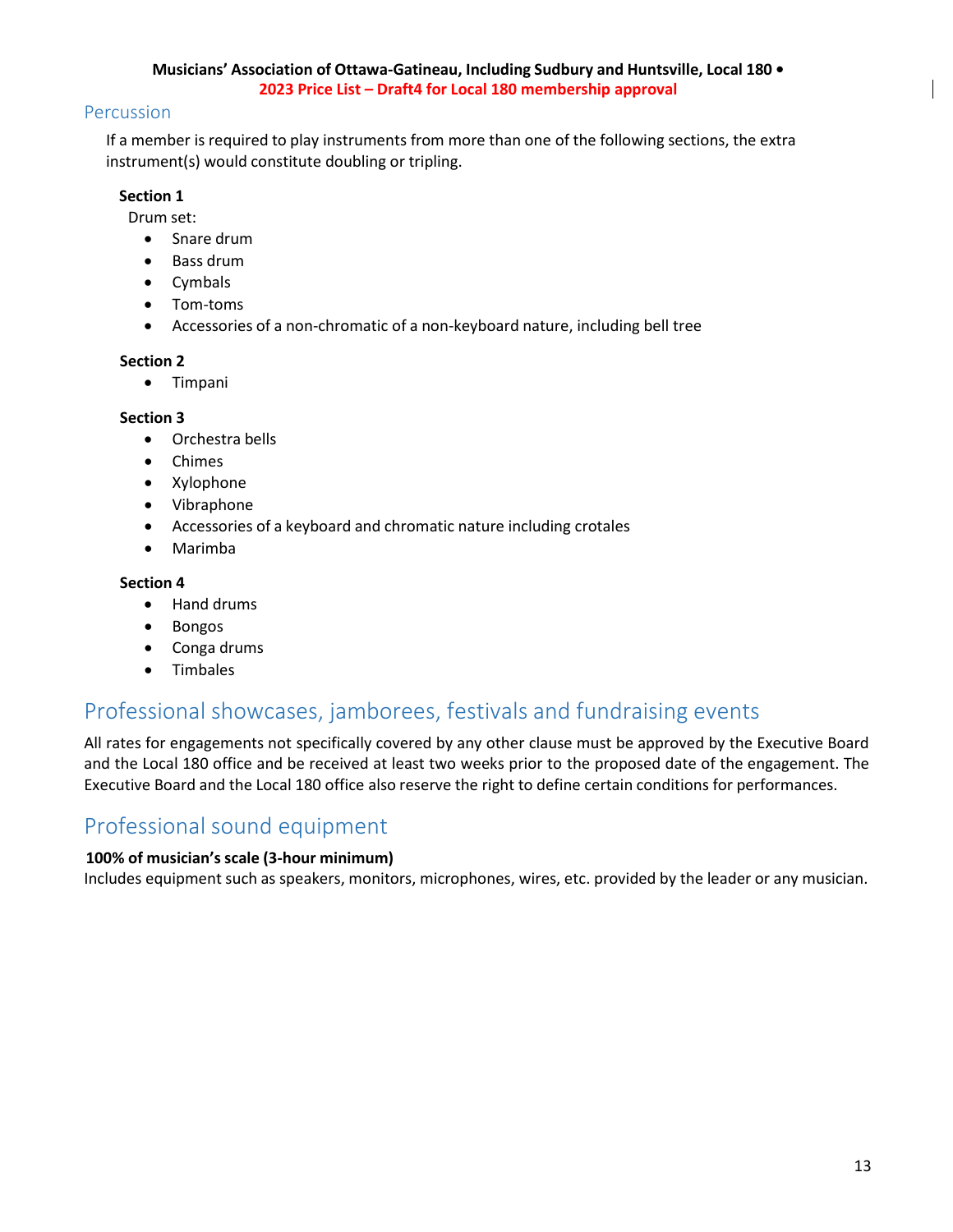## Percussion

If a member is required to play instruments from more than one of the following sections, the extra instrument(s) would constitute doubling or tripling.

**Section 1**

Drum set:

- Snare drum
- Bass drum
- Cymbals
- Tom-toms
- Accessories of a non-chromatic of a non-keyboard nature, including bell tree

**Section 2**

- Timpani

**Section 3**

- Orchestra bells
- Chimes
- Xylophone
- Vibraphone
- Accessories of a keyboard and chromatic nature including crotales
- Marimba

**Section 4**

- Hand drums
- Bongos
- Conga drums
- Timbales

# Professional showcases, jamborees, festivals and fundraising events

All rates for engagements not specifically covered by any other clause must be approved by the Executive Board and the Local 180 office and be received at least two weeks prior to the proposed date of the engagement. The Executive Board and the Local 180 office also reserve the right to define certain conditions for performances.

# Professional sound equipment

**100% of musician's scale (3-hour minimum)**

Includes equipment such as speakers, monitors, microphones, wires, etc. provided by the leader or any musician.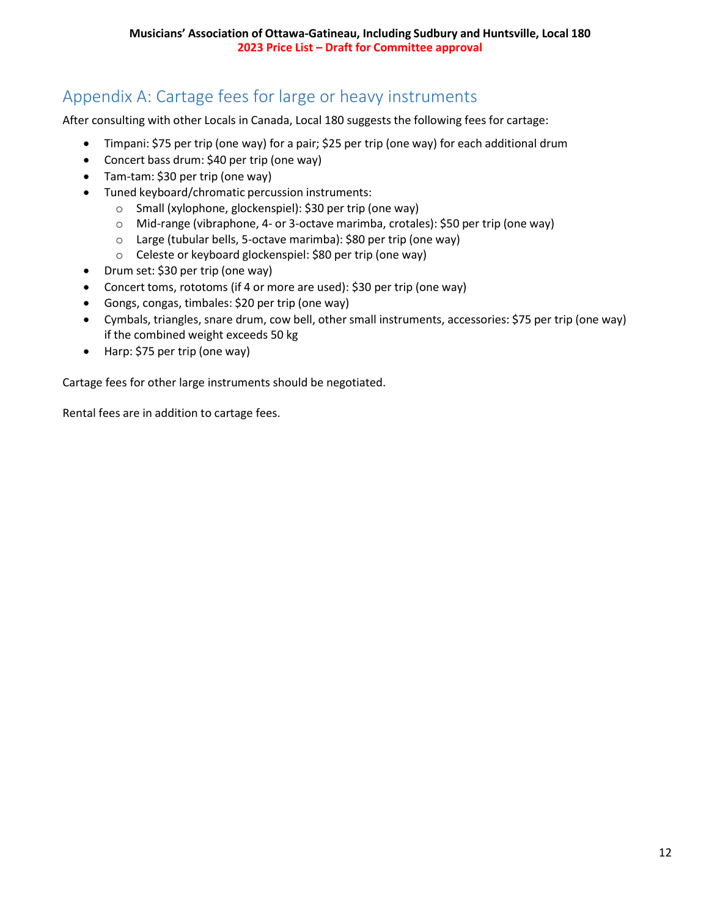## Appendix A: Cartage fees for large or heavy instruments

After consulting with other Locals in Canada, Local 180 suggests the following fees for cartage:

- Timpani: $75 per trip (one way) for a pair; $25 per trip (one way) for each additional drum
- Concert bass drum: $40 per trip (one way)
- Tam-tam: $30 per trip (one way)
- Tuned keyboard/chromatic percussion instruments:
  - Small (xylophone, glockenspiel): $30 per trip (one way)
  - Mid-range (vibraphone, 4- or 3-octave marimba, crotales): $50 per trip (one way)
  - Large (tubular bells, 5-octave marimba): $80 per trip (one way)
  - Celeste or keyboard glockenspiel: $80 per trip (one way)
- Drum set: $30 per trip (one way)
- Concert toms, rototoms (if 4 or more are used): $30 per trip (one way)
- Gongs, congas, timbales: $20 per trip (one way)
- Cymbals, triangles, snare drum, cow bell, other small instruments, accessories: $75 per trip (one way) if the combined weight exceeds 50 kg
- Harp: $75 per trip (one way)

Cartage fees for other large instruments should be negotiated.

Rental fees are in addition to cartage fees.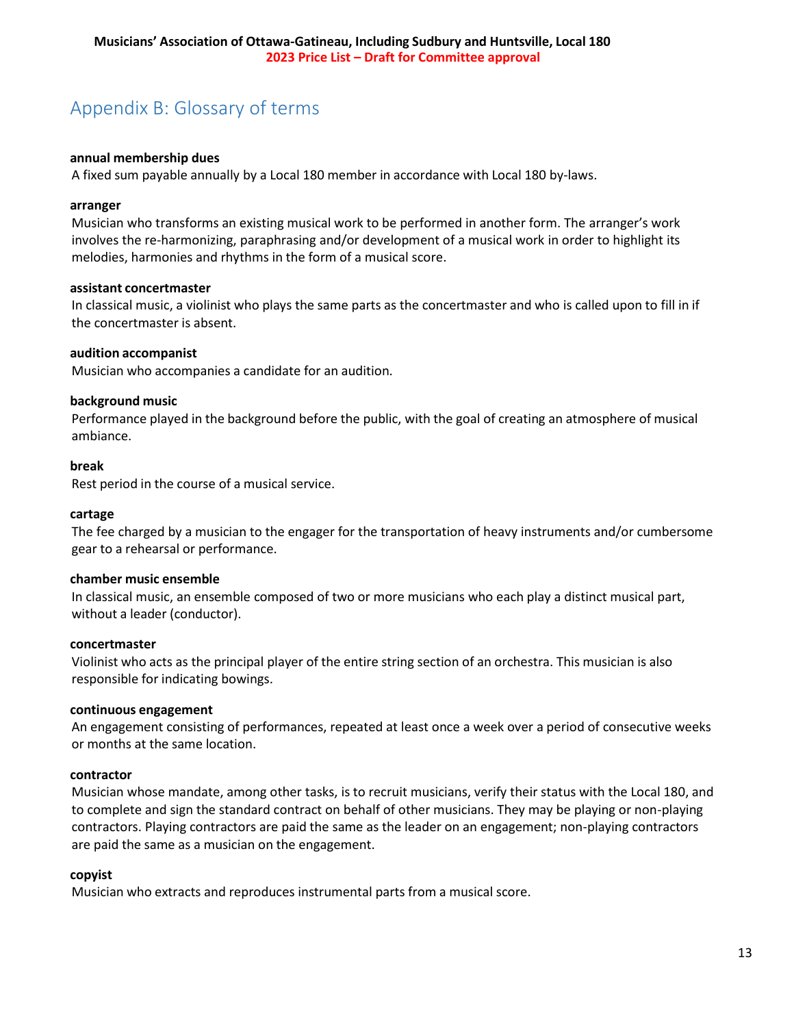## Appendix B: Glossary of terms

**annual membership dues**
A fixed sum payable annually by a Local 180 member in accordance with Local 180 by-laws.

**arranger**
Musician who transforms an existing musical work to be performed in another form. The arranger's work involves the re-harmonizing, paraphrasing and/or development of a musical work in order to highlight its melodies, harmonies and rhythms in the form of a musical score.

**assistant concertmaster**
In classical music, a violinist who plays the same parts as the concertmaster and who is called upon to fill in if the concertmaster is absent.

**audition accompanist**
Musician who accompanies a candidate for an audition.

**background music**
Performance played in the background before the public, with the goal of creating an atmosphere of musical ambiance.

**break**
Rest period in the course of a musical service.

**cartage**
The fee charged by a musician to the engager for the transportation of heavy instruments and/or cumbersome gear to a rehearsal or performance.

**chamber music ensemble**
In classical music, an ensemble composed of two or more musicians who each play a distinct musical part, without a leader (conductor).

**concertmaster**
Violinist who acts as the principal player of the entire string section of an orchestra. This musician is also responsible for indicating bowings.

**continuous engagement**
An engagement consisting of performances, repeated at least once a week over a period of consecutive weeks or months at the same location.

**contractor**
Musician whose mandate, among other tasks, is to recruit musicians, verify their status with the Local 180, and to complete and sign the standard contract on behalf of other musicians. They may be playing or non-playing contractors. Playing contractors are paid the same as the leader on an engagement; non-playing contractors are paid the same as a musician on the engagement.

**copyist**
Musician who extracts and reproduces instrumental parts from a musical score.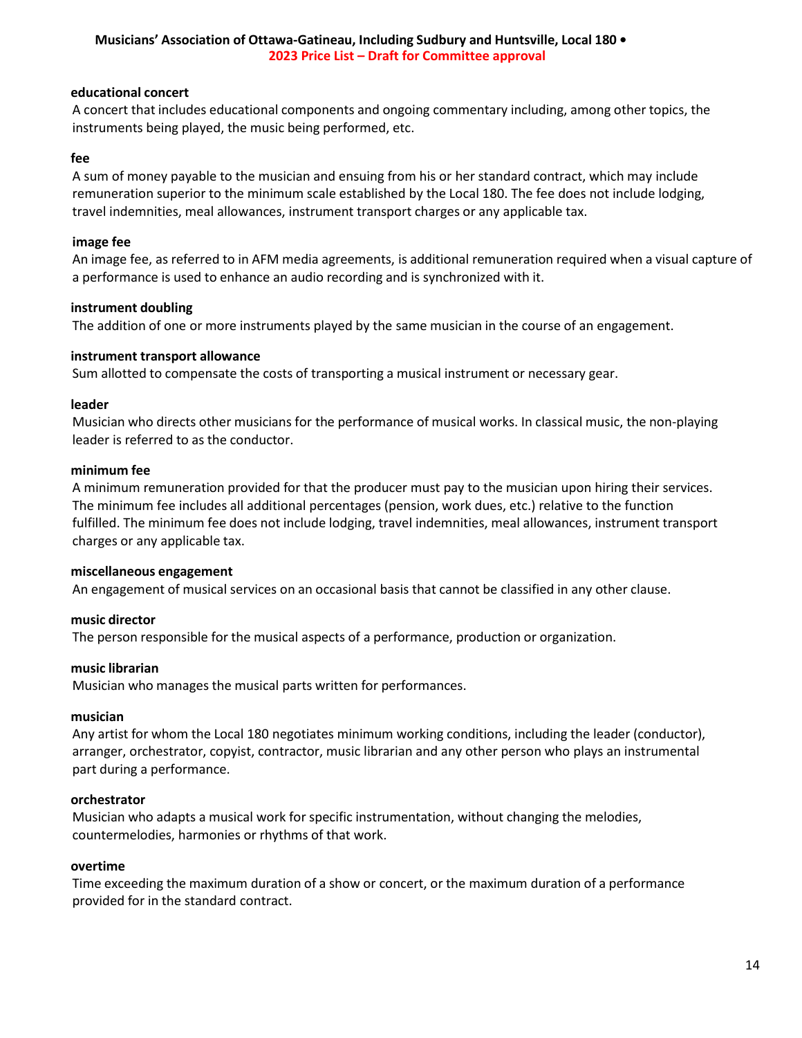**educational concert**

A concert that includes educational components and ongoing commentary including, among other topics, the instruments being played, the music being performed, etc.

**fee**

A sum of money payable to the musician and ensuing from his or her standard contract, which may include remuneration superior to the minimum scale established by the Local 180. The fee does not include lodging, travel indemnities, meal allowances, instrument transport charges or any applicable tax.

**image fee**

An image fee, as referred to in AFM media agreements, is additional remuneration required when a visual capture of a performance is used to enhance an audio recording and is synchronized with it.

**instrument doubling**

The addition of one or more instruments played by the same musician in the course of an engagement.

**instrument transport allowance**

Sum allotted to compensate the costs of transporting a musical instrument or necessary gear.

**leader**

Musician who directs other musicians for the performance of musical works. In classical music, the non-playing leader is referred to as the conductor.

**minimum fee**

A minimum remuneration provided for that the producer must pay to the musician upon hiring their services. The minimum fee includes all additional percentages (pension, work dues, etc.) relative to the function fulfilled. The minimum fee does not include lodging, travel indemnities, meal allowances, instrument transport charges or any applicable tax.

**miscellaneous engagement**

An engagement of musical services on an occasional basis that cannot be classified in any other clause.

**music director**

The person responsible for the musical aspects of a performance, production or organization.

**music librarian**

Musician who manages the musical parts written for performances.

**musician**

Any artist for whom the Local 180 negotiates minimum working conditions, including the leader (conductor), arranger, orchestrator, copyist, contractor, music librarian and any other person who plays an instrumental part during a performance.

**orchestrator**

Musician who adapts a musical work for specific instrumentation, without changing the melodies, countermelodies, harmonies or rhythms of that work.

**overtime**

Time exceeding the maximum duration of a show or concert, or the maximum duration of a performance provided for in the standard contract.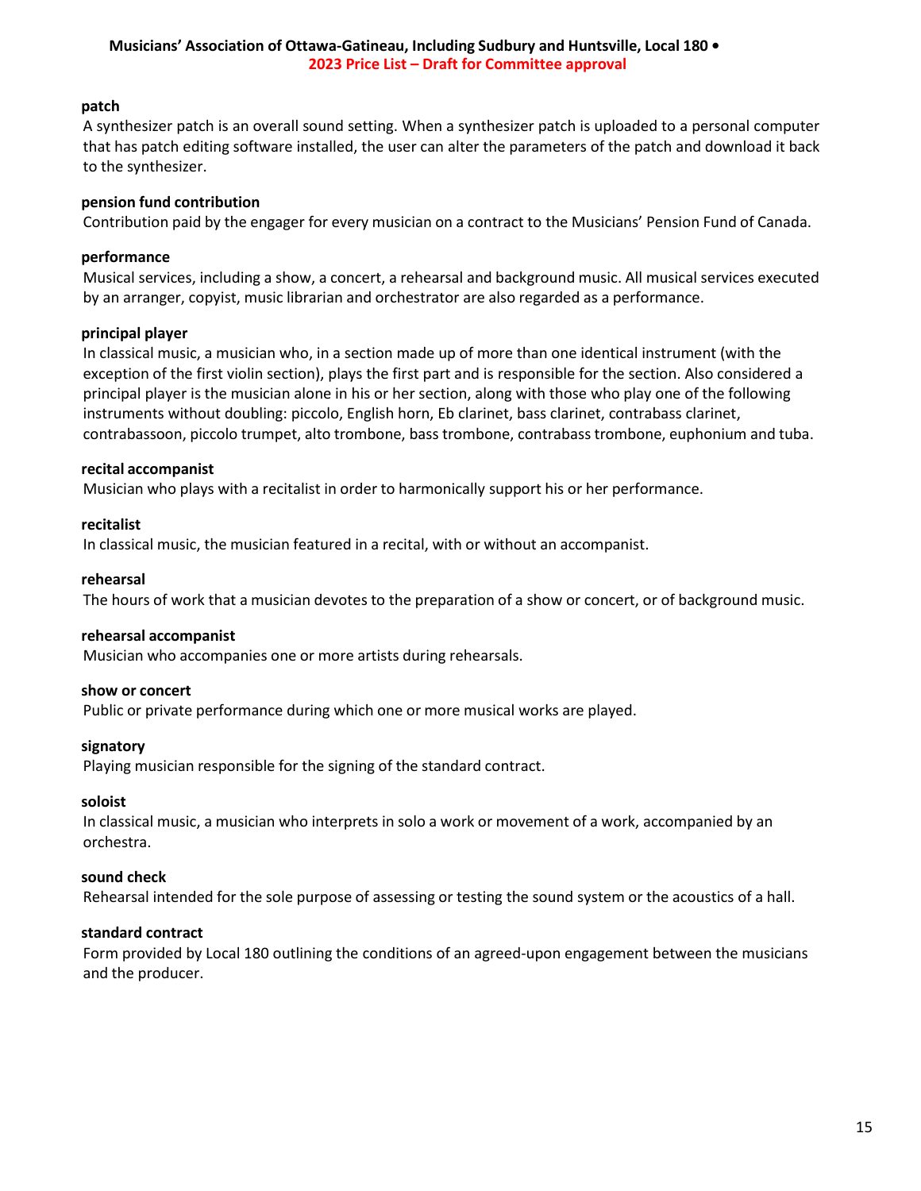**patch**

A synthesizer patch is an overall sound setting. When a synthesizer patch is uploaded to a personal computer that has patch editing software installed, the user can alter the parameters of the patch and download it back to the synthesizer.

**pension fund contribution**

Contribution paid by the engager for every musician on a contract to the Musicians' Pension Fund of Canada.

**performance**

Musical services, including a show, a concert, a rehearsal and background music. All musical services executed by an arranger, copyist, music librarian and orchestrator are also regarded as a performance.

**principal player**

In classical music, a musician who, in a section made up of more than one identical instrument (with the exception of the first violin section), plays the first part and is responsible for the section. Also considered a principal player is the musician alone in his or her section, along with those who play one of the following instruments without doubling: piccolo, English horn, Eb clarinet, bass clarinet, contrabass clarinet, contrabassoon, piccolo trumpet, alto trombone, bass trombone, contrabass trombone, euphonium and tuba.

**recital accompanist**

Musician who plays with a recitalist in order to harmonically support his or her performance.

**recitalist**

In classical music, the musician featured in a recital, with or without an accompanist.

**rehearsal**

The hours of work that a musician devotes to the preparation of a show or concert, or of background music.

**rehearsal accompanist**

Musician who accompanies one or more artists during rehearsals.

**show or concert**

Public or private performance during which one or more musical works are played.

**signatory**

Playing musician responsible for the signing of the standard contract.

**soloist**

In classical music, a musician who interprets in solo a work or movement of a work, accompanied by an orchestra.

**sound check**

Rehearsal intended for the sole purpose of assessing or testing the sound system or the acoustics of a hall.

**standard contract**

Form provided by Local 180 outlining the conditions of an agreed-upon engagement between the musicians and the producer.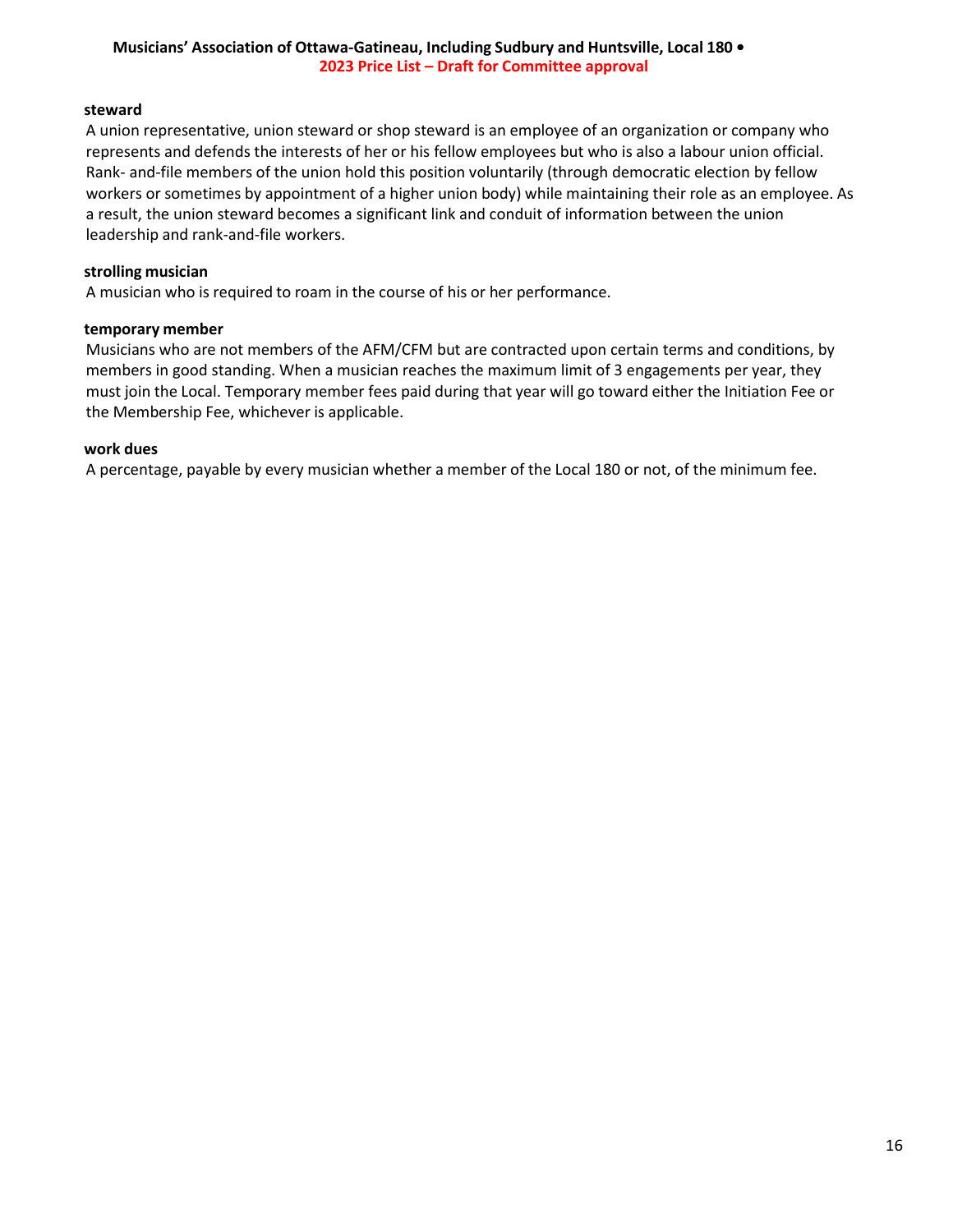**steward**

A union representative, union steward or shop steward is an employee of an organization or company who represents and defends the interests of her or his fellow employees but who is also a labour union official. Rank- and-file members of the union hold this position voluntarily (through democratic election by fellow workers or sometimes by appointment of a higher union body) while maintaining their role as an employee. As a result, the union steward becomes a significant link and conduit of information between the union leadership and rank-and-file workers.

**strolling musician**

A musician who is required to roam in the course of his or her performance.

**temporary member**

Musicians who are not members of the AFM/CFM but are contracted upon certain terms and conditions, by members in good standing. When a musician reaches the maximum limit of 3 engagements per year, they must join the Local. Temporary member fees paid during that year will go toward either the Initiation Fee or the Membership Fee, whichever is applicable.

**work dues**

A percentage, payable by every musician whether a member of the Local 180 or not, of the minimum fee.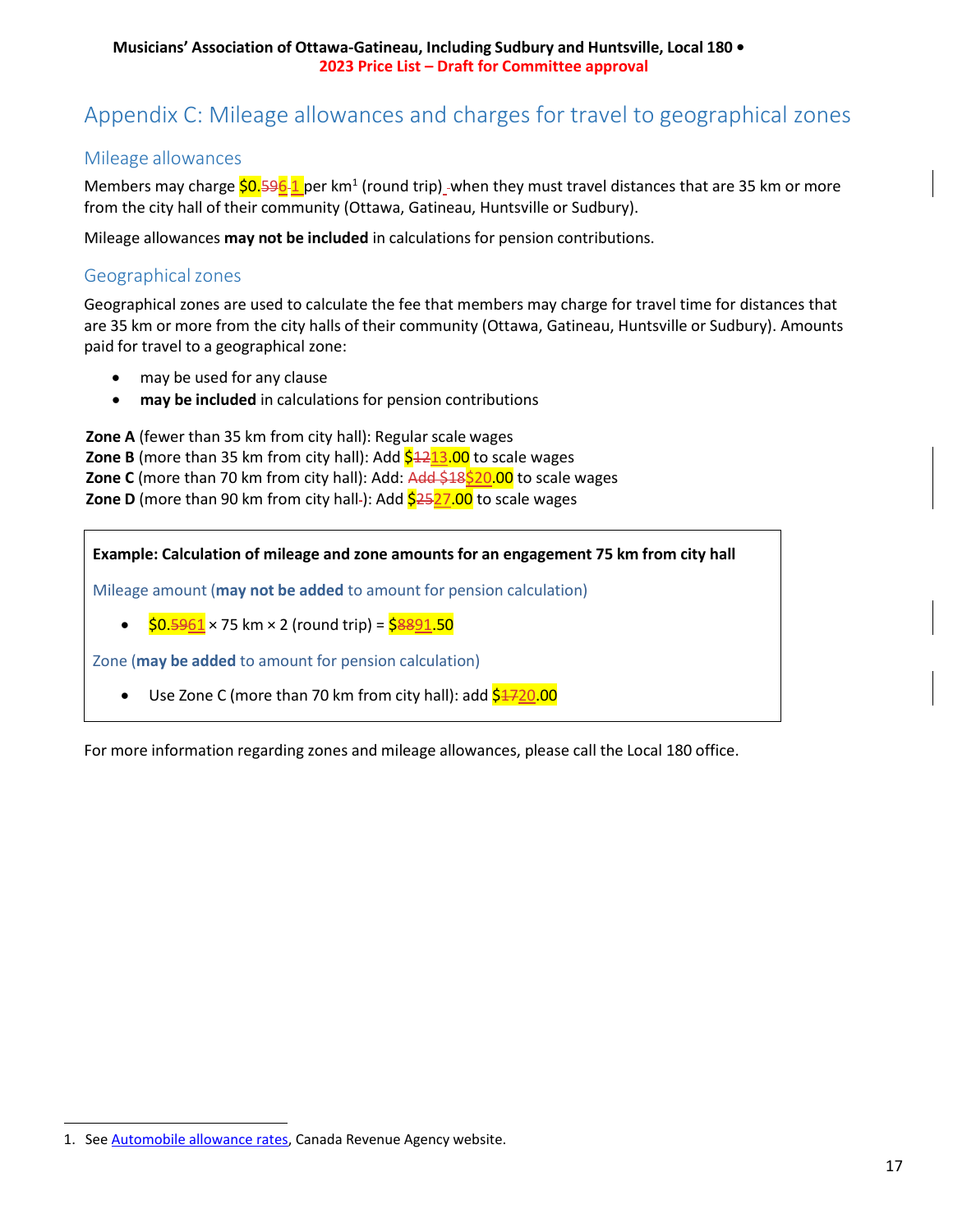## Appendix C: Mileage allowances and charges for travel to geographical zones

### Mileage allowances

Members may charge $0.~~59~~61 per km[1] (round trip) when they must travel distances that are 35 km or more from the city hall of their community (Ottawa, Gatineau, Huntsville or Sudbury).

Mileage allowances **may not be included** in calculations for pension contributions.

### Geographical zones

Geographical zones are used to calculate the fee that members may charge for travel time for distances that are 35 km or more from the city halls of their community (Ottawa, Gatineau, Huntsville or Sudbury). Amounts paid for travel to a geographical zone:

- may be used for any clause
- **may be included** in calculations for pension contributions

**Zone A** (fewer than 35 km from city hall): Regular scale wages
**Zone B** (more than 35 km from city hall): Add $~~12~~13.00 to scale wages
**Zone C** (more than 70 km from city hall): Add: ~~Add $18~~$20.00 to scale wages
**Zone D** (more than 90 km from city hall~~-~~): Add $~~25~~27.00 to scale wages

**Example: Calculation of mileage and zone amounts for an engagement 75 km from city hall**

Mileage amount (**may not be added** to amount for pension calculation)

- $0.~~59~~61 × 75 km × 2 (round trip) = $~~88~~91.50

Zone (**may be added** to amount for pension calculation)

- Use Zone C (more than 70 km from city hall): add $~~17~~20.00

For more information regarding zones and mileage allowances, please call the Local 180 office.

---

1. See Automobile allowance rates, Canada Revenue Agency website.